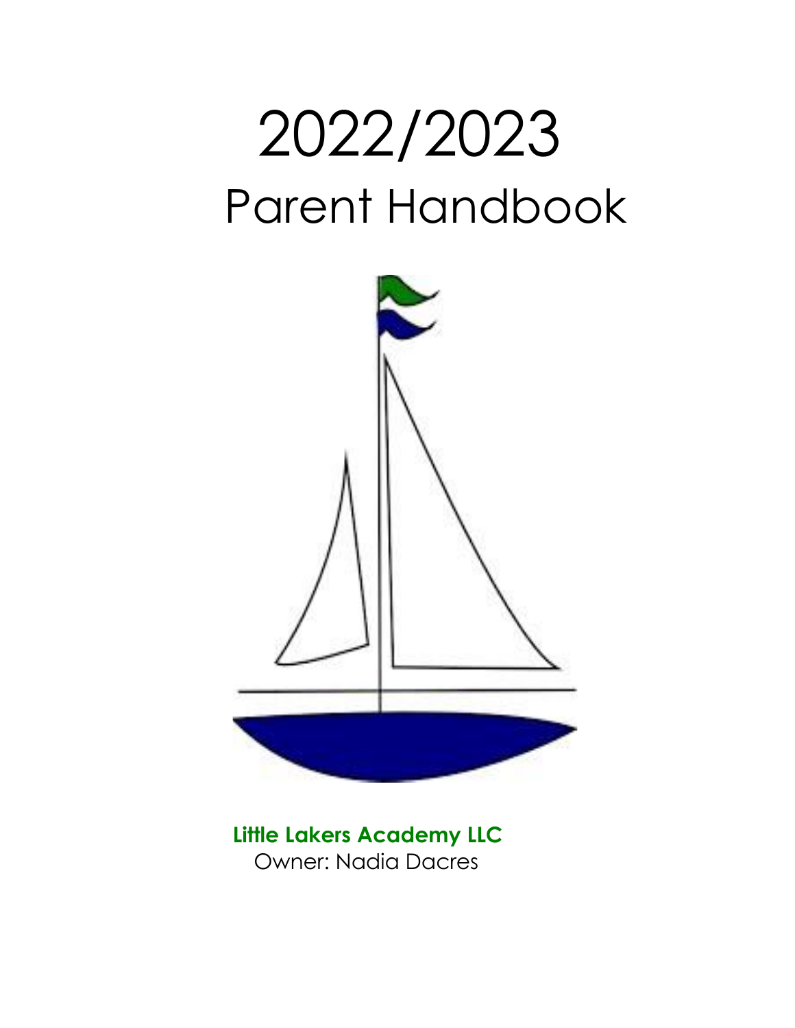# 2022/2023

# Parent Handbook

**Little Lakers Academy LLC**

Owner: Nadia Dacres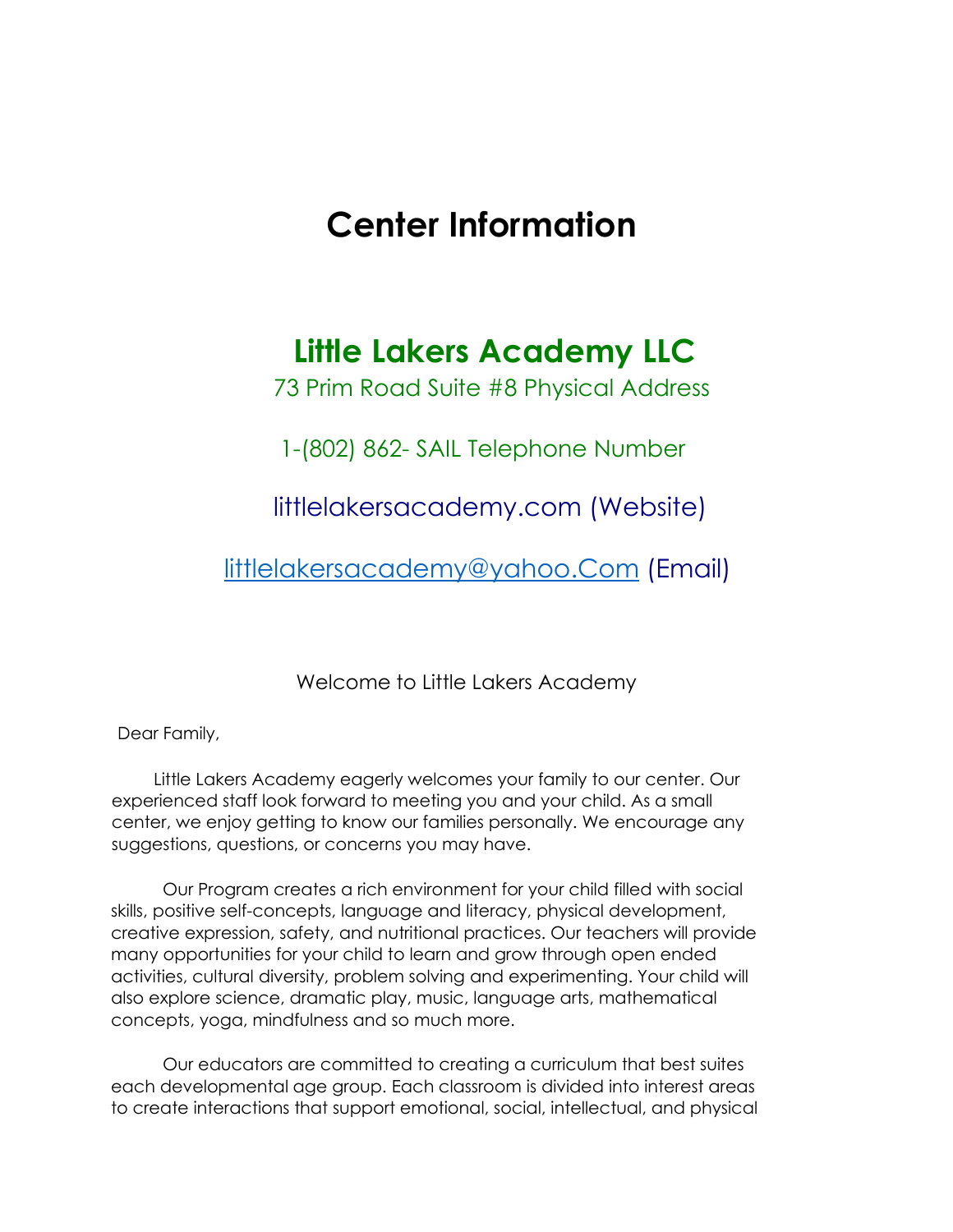# Center Information

## Little Lakers Academy LLC

73 Prim Road Suite #8 Physical Address

1-(802) 862- SAIL Telephone Number

littlelakersacademy.com (Website)

littlelakersacademy@yahoo.Com (Email)

Welcome to Little Lakers Academy

Dear Family,

Little Lakers Academy eagerly welcomes your family to our center. Our experienced staff look forward to meeting you and your child. As a small center, we enjoy getting to know our families personally. We encourage any suggestions, questions, or concerns you may have.

Our Program creates a rich environment for your child filled with social skills, positive self-concepts, language and literacy, physical development, creative expression, safety, and nutritional practices. Our teachers will provide many opportunities for your child to learn and grow through open ended activities, cultural diversity, problem solving and experimenting. Your child will also explore science, dramatic play, music, language arts, mathematical concepts, yoga, mindfulness and so much more.

Our educators are committed to creating a curriculum that best suites each developmental age group. Each classroom is divided into interest areas to create interactions that support emotional, social, intellectual, and physical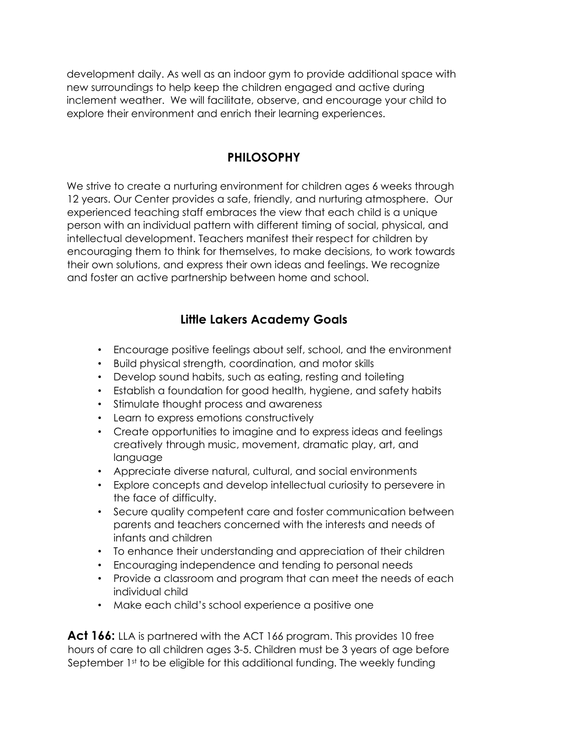development daily. As well as an indoor gym to provide additional space with new surroundings to help keep the children engaged and active during inclement weather. We will facilitate, observe, and encourage your child to explore their environment and enrich their learning experiences.

## PHILOSOPHY

We strive to create a nurturing environment for children ages 6 weeks through 12 years. Our Center provides a safe, friendly, and nurturing atmosphere. Our experienced teaching staff embraces the view that each child is a unique person with an individual pattern with different timing of social, physical, and intellectual development. Teachers manifest their respect for children by encouraging them to think for themselves, to make decisions, to work towards their own solutions, and express their own ideas and feelings. We recognize and foster an active partnership between home and school.

## Little Lakers Academy Goals

- Encourage positive feelings about self, school, and the environment
- Build physical strength, coordination, and motor skills
- Develop sound habits, such as eating, resting and toileting
- Establish a foundation for good health, hygiene, and safety habits
- Stimulate thought process and awareness
- Learn to express emotions constructively
- Create opportunities to imagine and to express ideas and feelings creatively through music, movement, dramatic play, art, and language
- Appreciate diverse natural, cultural, and social environments
- Explore concepts and develop intellectual curiosity to persevere in the face of difficulty.
- Secure quality competent care and foster communication between parents and teachers concerned with the interests and needs of infants and children
- To enhance their understanding and appreciation of their children
- Encouraging independence and tending to personal needs
- Provide a classroom and program that can meet the needs of each individual child
- Make each child's school experience a positive one

**Act 166:** LLA is partnered with the ACT 166 program. This provides 10 free hours of care to all children ages 3-5. Children must be 3 years of age before September 1st to be eligible for this additional funding. The weekly funding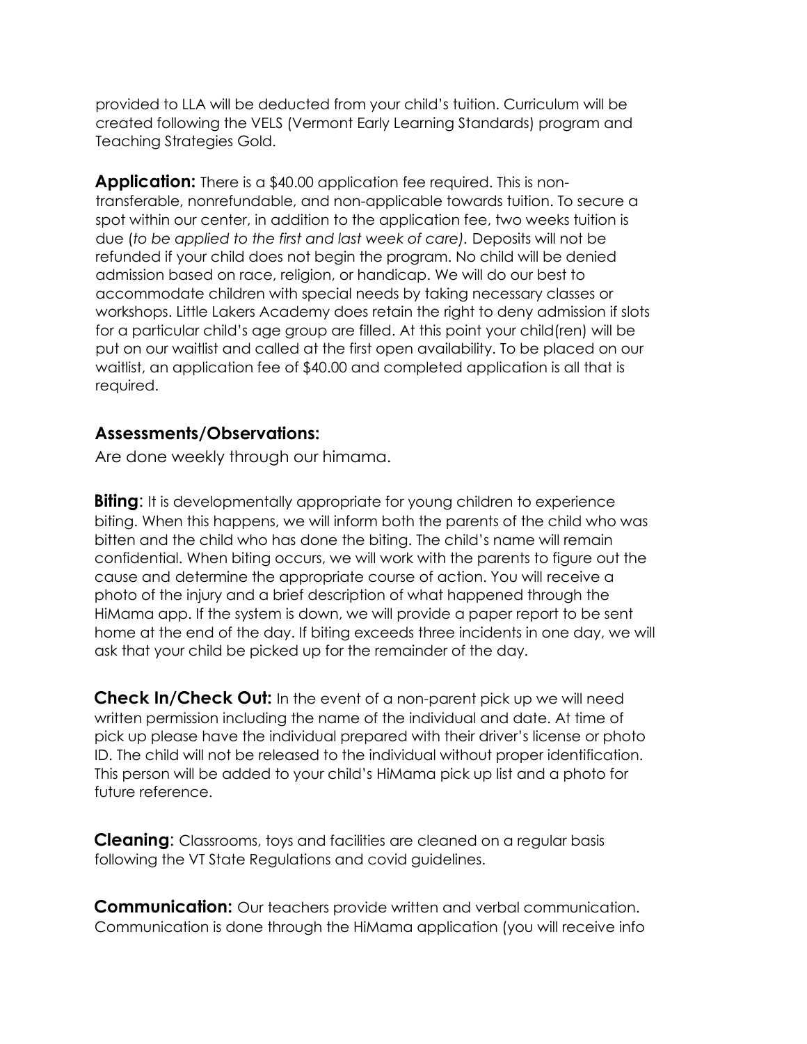provided to LLA will be deducted from your child's tuition. Curriculum will be created following the VELS (Vermont Early Learning Standards) program and Teaching Strategies Gold.

**Application:** There is a $40.00 application fee required. This is non-transferable, nonrefundable, and non-applicable towards tuition. To secure a spot within our center, in addition to the application fee, two weeks tuition is due (*to be applied to the first and last week of care).* Deposits will not be refunded if your child does not begin the program. No child will be denied admission based on race, religion, or handicap. We will do our best to accommodate children with special needs by taking necessary classes or workshops. Little Lakers Academy does retain the right to deny admission if slots for a particular child's age group are filled. At this point your child(ren) will be put on our waitlist and called at the first open availability. To be placed on our waitlist, an application fee of $40.00 and completed application is all that is required.

**Assessments/Observations:**

Are done weekly through our himama.

**Biting**: It is developmentally appropriate for young children to experience biting. When this happens, we will inform both the parents of the child who was bitten and the child who has done the biting. The child's name will remain confidential. When biting occurs, we will work with the parents to figure out the cause and determine the appropriate course of action. You will receive a photo of the injury and a brief description of what happened through the HiMama app. If the system is down, we will provide a paper report to be sent home at the end of the day. If biting exceeds three incidents in one day, we will ask that your child be picked up for the remainder of the day.

**Check In/Check Out:** In the event of a non-parent pick up we will need written permission including the name of the individual and date. At time of pick up please have the individual prepared with their driver's license or photo ID. The child will not be released to the individual without proper identification. This person will be added to your child's HiMama pick up list and a photo for future reference.

**Cleaning**: Classrooms, toys and facilities are cleaned on a regular basis following the VT State Regulations and covid guidelines.

**Communication:** Our teachers provide written and verbal communication. Communication is done through the HiMama application (you will receive info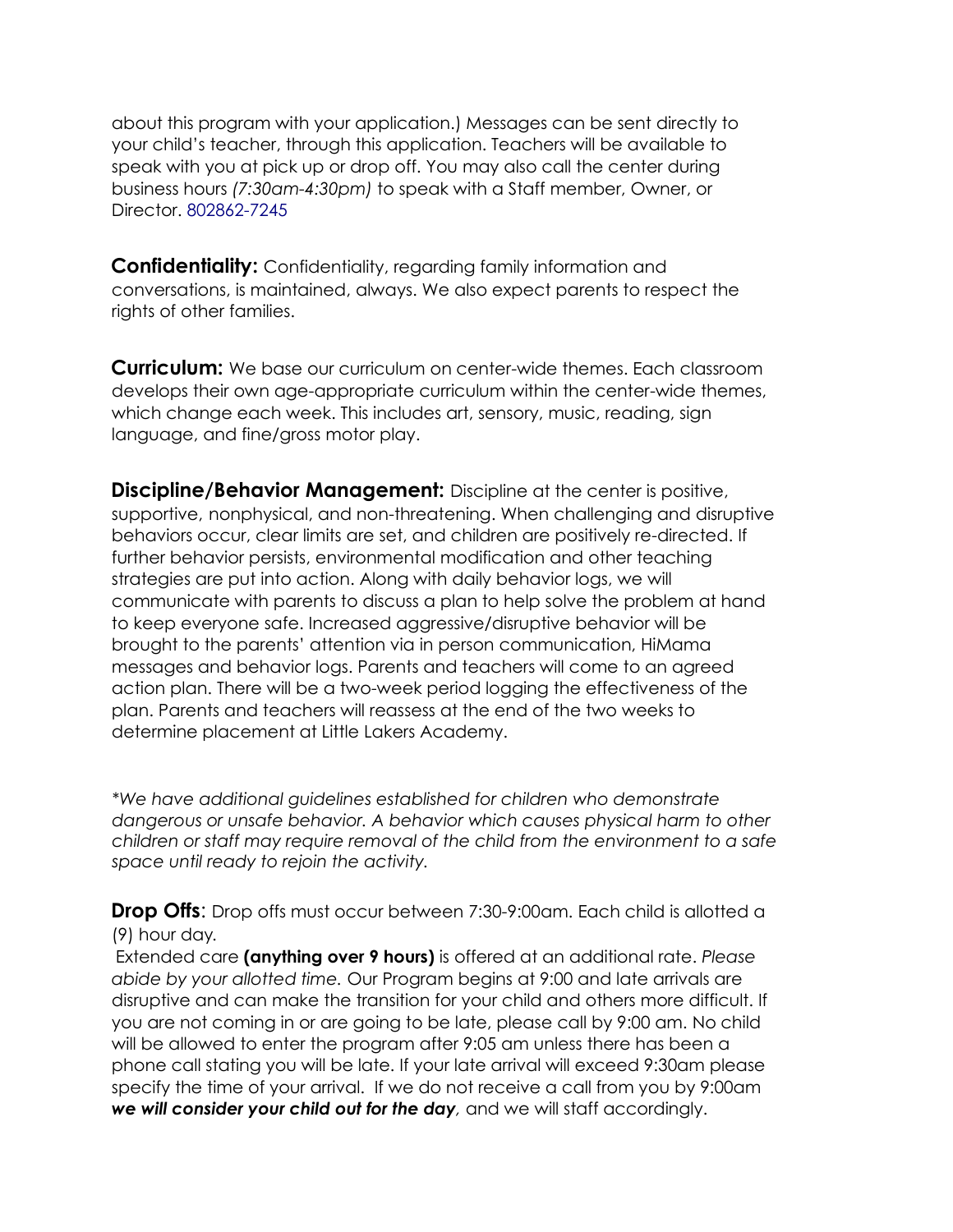about this program with your application.) Messages can be sent directly to your child's teacher, through this application. Teachers will be available to speak with you at pick up or drop off. You may also call the center during business hours *(7:30am-4:30pm)* to speak with a Staff member, Owner, or Director. 802862-7245

**Confidentiality:** Confidentiality, regarding family information and conversations, is maintained, always. We also expect parents to respect the rights of other families.

**Curriculum:** We base our curriculum on center-wide themes. Each classroom develops their own age-appropriate curriculum within the center-wide themes, which change each week. This includes art, sensory, music, reading, sign language, and fine/gross motor play.

**Discipline/Behavior Management:** Discipline at the center is positive, supportive, nonphysical, and non-threatening. When challenging and disruptive behaviors occur, clear limits are set, and children are positively re-directed. If further behavior persists, environmental modification and other teaching strategies are put into action. Along with daily behavior logs, we will communicate with parents to discuss a plan to help solve the problem at hand to keep everyone safe. Increased aggressive/disruptive behavior will be brought to the parents' attention via in person communication, HiMama messages and behavior logs. Parents and teachers will come to an agreed action plan. There will be a two-week period logging the effectiveness of the plan. Parents and teachers will reassess at the end of the two weeks to determine placement at Little Lakers Academy.

**We have additional guidelines established for children who demonstrate dangerous or unsafe behavior. A behavior which causes physical harm to other children or staff may require removal of the child from the environment to a safe space until ready to rejoin the activity.*

**Drop Offs**: Drop offs must occur between 7:30-9:00am. Each child is allotted a (9) hour day.

Extended care **(anything over 9 hours)** is offered at an additional rate. *Please abide by your allotted time.* Our Program begins at 9:00 and late arrivals are disruptive and can make the transition for your child and others more difficult. If you are not coming in or are going to be late, please call by 9:00 am. No child will be allowed to enter the program after 9:05 am unless there has been a phone call stating you will be late. If your late arrival will exceed 9:30am please specify the time of your arrival. If we do not receive a call from you by 9:00am ***we will consider your child out for the day**,* and we will staff accordingly.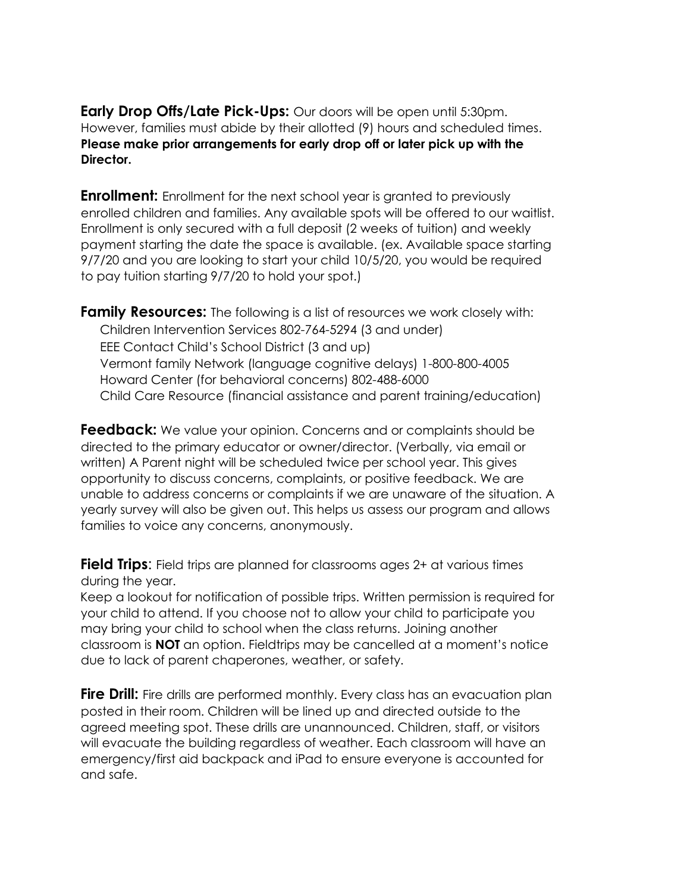**Early Drop Offs/Late Pick-Ups:** Our doors will be open until 5:30pm. However, families must abide by their allotted (9) hours and scheduled times. **Please make prior arrangements for early drop off or later pick up with the Director.**

**Enrollment:** Enrollment for the next school year is granted to previously enrolled children and families. Any available spots will be offered to our waitlist. Enrollment is only secured with a full deposit (2 weeks of tuition) and weekly payment starting the date the space is available. (ex. Available space starting 9/7/20 and you are looking to start your child 10/5/20, you would be required to pay tuition starting 9/7/20 to hold your spot.)

**Family Resources:** The following is a list of resources we work closely with:

Children Intervention Services 802-764-5294 (3 and under)
EEE Contact Child's School District (3 and up)
Vermont family Network (language cognitive delays) 1-800-800-4005
Howard Center (for behavioral concerns) 802-488-6000
Child Care Resource (financial assistance and parent training/education)

**Feedback:** We value your opinion. Concerns and or complaints should be directed to the primary educator or owner/director. (Verbally, via email or written) A Parent night will be scheduled twice per school year. This gives opportunity to discuss concerns, complaints, or positive feedback. We are unable to address concerns or complaints if we are unaware of the situation. A yearly survey will also be given out. This helps us assess our program and allows families to voice any concerns, anonymously.

**Field Trips**: Field trips are planned for classrooms ages 2+ at various times during the year.
Keep a lookout for notification of possible trips. Written permission is required for your child to attend. If you choose not to allow your child to participate you may bring your child to school when the class returns. Joining another classroom is **NOT** an option. Fieldtrips may be cancelled at a moment's notice due to lack of parent chaperones, weather, or safety.

**Fire Drill:** Fire drills are performed monthly. Every class has an evacuation plan posted in their room. Children will be lined up and directed outside to the agreed meeting spot. These drills are unannounced. Children, staff, or visitors will evacuate the building regardless of weather. Each classroom will have an emergency/first aid backpack and iPad to ensure everyone is accounted for and safe.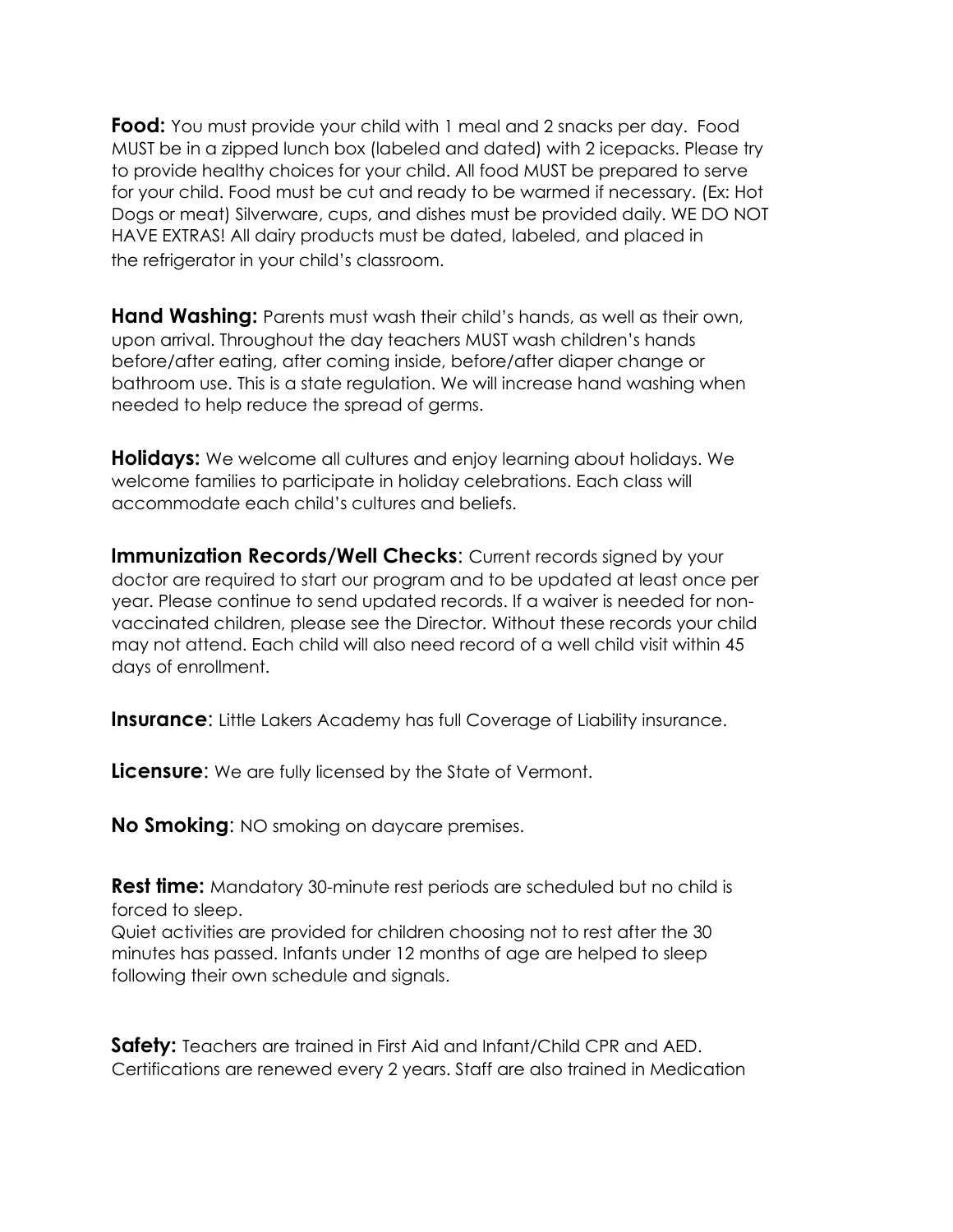**Food:** You must provide your child with 1 meal and 2 snacks per day. Food MUST be in a zipped lunch box (labeled and dated) with 2 icepacks. Please try to provide healthy choices for your child. All food MUST be prepared to serve for your child. Food must be cut and ready to be warmed if necessary. (Ex: Hot Dogs or meat) Silverware, cups, and dishes must be provided daily. WE DO NOT HAVE EXTRAS! All dairy products must be dated, labeled, and placed in the refrigerator in your child's classroom.

**Hand Washing:** Parents must wash their child's hands, as well as their own, upon arrival. Throughout the day teachers MUST wash children's hands before/after eating, after coming inside, before/after diaper change or bathroom use. This is a state regulation. We will increase hand washing when needed to help reduce the spread of germs.

**Holidays:** We welcome all cultures and enjoy learning about holidays. We welcome families to participate in holiday celebrations. Each class will accommodate each child's cultures and beliefs.

**Immunization Records/Well Checks**: Current records signed by your doctor are required to start our program and to be updated at least once per year. Please continue to send updated records. If a waiver is needed for non-vaccinated children, please see the Director. Without these records your child may not attend. Each child will also need record of a well child visit within 45 days of enrollment.

**Insurance**: Little Lakers Academy has full Coverage of Liability insurance.

**Licensure**: We are fully licensed by the State of Vermont.

**No Smoking**: NO smoking on daycare premises.

**Rest time:** Mandatory 30-minute rest periods are scheduled but no child is forced to sleep.
Quiet activities are provided for children choosing not to rest after the 30 minutes has passed. Infants under 12 months of age are helped to sleep following their own schedule and signals.

**Safety:** Teachers are trained in First Aid and Infant/Child CPR and AED. Certifications are renewed every 2 years. Staff are also trained in Medication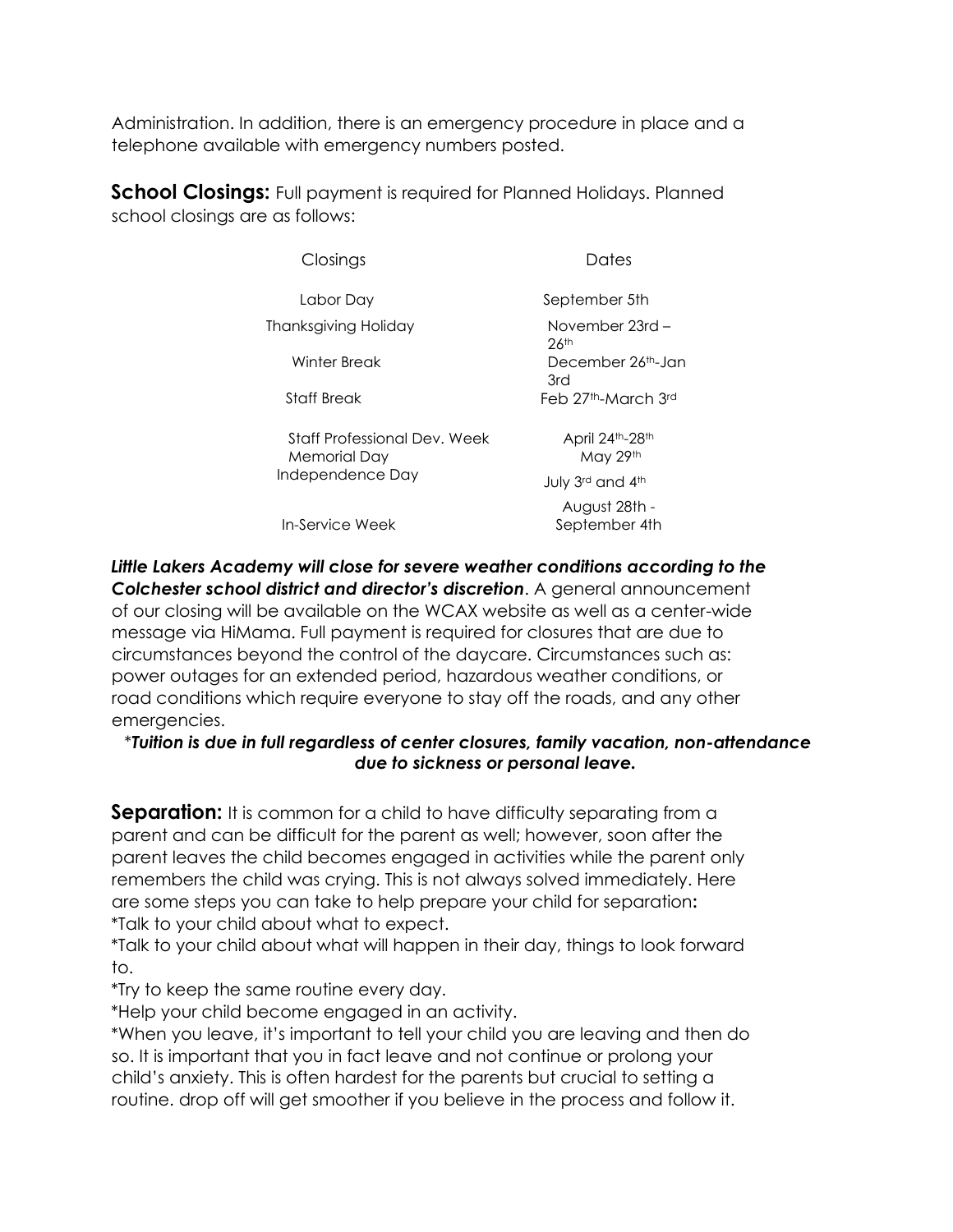Administration. In addition, there is an emergency procedure in place and a telephone available with emergency numbers posted.

**School Closings:** Full payment is required for Planned Holidays. Planned school closings are as follows:

| Closings | Dates |
|---|---|
| Labor Day | September 5th |
| Thanksgiving Holiday | November 23rd – 26th |
| Winter Break | December 26th-Jan 3rd |
| Staff Break | Feb 27th-March 3rd |
| Staff Professional Dev. Week | April 24th-28th |
| Memorial Day | May 29th |
| Independence Day | July 3rd and 4th |
| In-Service Week | August 28th - September 4th |

***Little Lakers Academy will close for severe weather conditions according to the Colchester school district and director's discretion***. A general announcement of our closing will be available on the WCAX website as well as a center-wide message via HiMama. Full payment is required for closures that are due to circumstances beyond the control of the daycare. Circumstances such as: power outages for an extended period, hazardous weather conditions, or road conditions which require everyone to stay off the roads, and any other emergencies.

*****Tuition is due in full regardless of center closures, family vacation, non-attendance due to sickness or personal leave.***

**Separation:** It is common for a child to have difficulty separating from a parent and can be difficult for the parent as well; however, soon after the parent leaves the child becomes engaged in activities while the parent only remembers the child was crying. This is not always solved immediately. Here are some steps you can take to help prepare your child for separation**:**

*Talk to your child about what to expect.

*Talk to your child about what will happen in their day, things to look forward to.

*Try to keep the same routine every day.

*Help your child become engaged in an activity.

*When you leave, it's important to tell your child you are leaving and then do so. It is important that you in fact leave and not continue or prolong your child's anxiety. This is often hardest for the parents but crucial to setting a routine. drop off will get smoother if you believe in the process and follow it.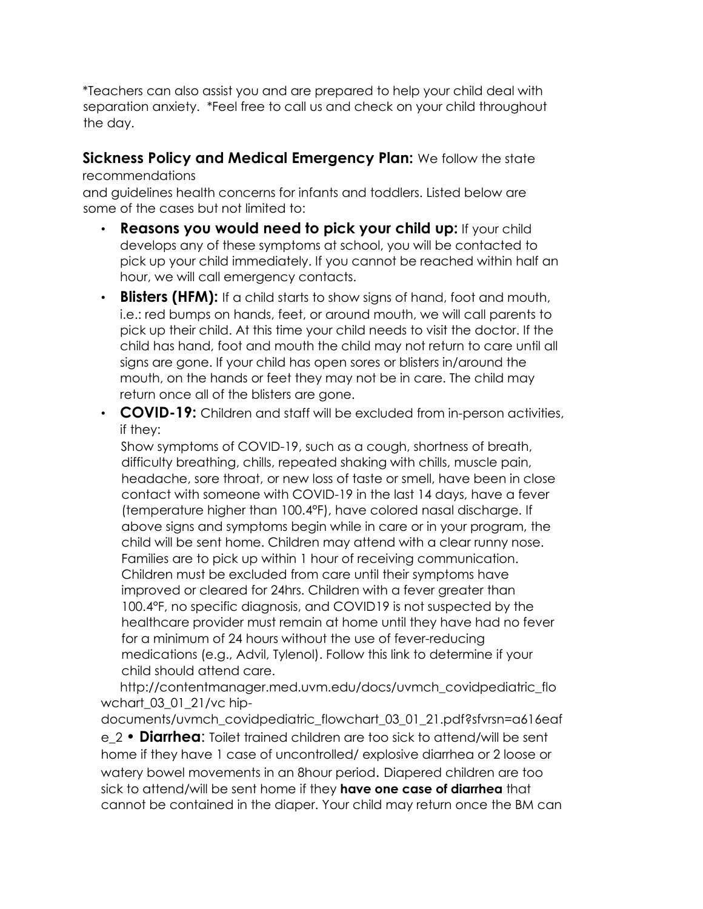*Teachers can also assist you and are prepared to help your child deal with separation anxiety. *Feel free to call us and check on your child throughout the day.

**Sickness Policy and Medical Emergency Plan:** We follow the state recommendations and guidelines health concerns for infants and toddlers. Listed below are some of the cases but not limited to:

- **Reasons you would need to pick your child up:** If your child develops any of these symptoms at school, you will be contacted to pick up your child immediately. If you cannot be reached within half an hour, we will call emergency contacts.
- **Blisters (HFM):** If a child starts to show signs of hand, foot and mouth, i.e.: red bumps on hands, feet, or around mouth, we will call parents to pick up their child. At this time your child needs to visit the doctor. If the child has hand, foot and mouth the child may not return to care until all signs are gone. If your child has open sores or blisters in/around the mouth, on the hands or feet they may not be in care. The child may return once all of the blisters are gone.
- **COVID-19:** Children and staff will be excluded from in-person activities, if they:

  Show symptoms of COVID-19, such as a cough, shortness of breath, difficulty breathing, chills, repeated shaking with chills, muscle pain, headache, sore throat, or new loss of taste or smell, have been in close contact with someone with COVID-19 in the last 14 days, have a fever (temperature higher than 100.4°F), have colored nasal discharge. If above signs and symptoms begin while in care or in your program, the child will be sent home. Children may attend with a clear runny nose. Families are to pick up within 1 hour of receiving communication. Children must be excluded from care until their symptoms have improved or cleared for 24hrs. Children with a fever greater than 100.4°F, no specific diagnosis, and COVID19 is not suspected by the healthcare provider must remain at home until they have had no fever for a minimum of 24 hours without the use of fever-reducing medications (e.g., Advil, Tylenol). Follow this link to determine if your child should attend care.

  http://contentmanager.med.uvm.edu/docs/uvmch_covidpediatric_flowchart_03_01_21/vc hip-documents/uvmch_covidpediatric_flowchart_03_01_21.pdf?sfvrsn=a616eafe_2
- **Diarrhea**: Toilet trained children are too sick to attend/will be sent home if they have 1 case of uncontrolled/ explosive diarrhea or 2 loose or watery bowel movements in an 8hour period. Diapered children are too sick to attend/will be sent home if they **have one case of diarrhea** that cannot be contained in the diaper. Your child may return once the BM can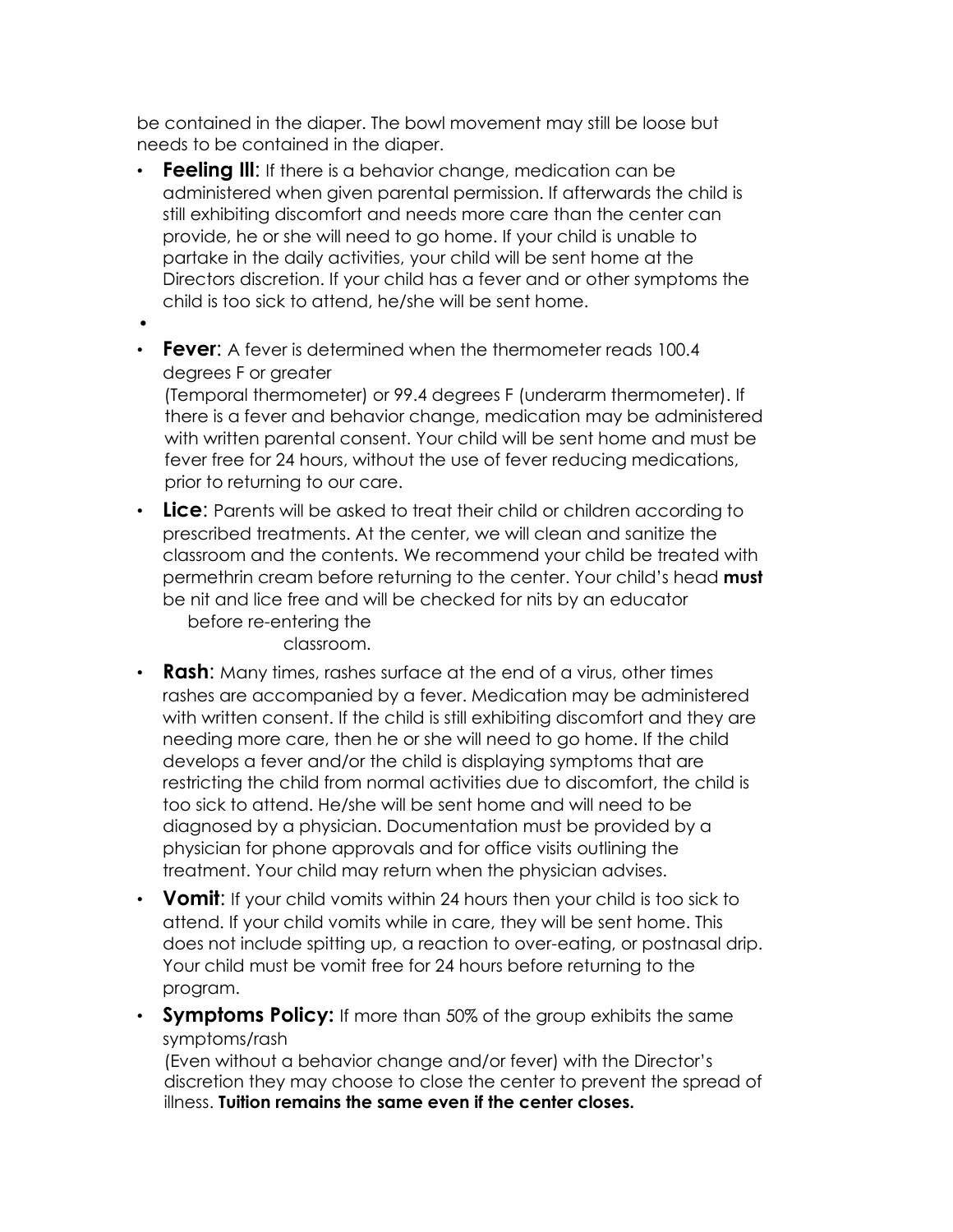be contained in the diaper. The bowl movement may still be loose but needs to be contained in the diaper.

- **Feeling Ill**: If there is a behavior change, medication can be administered when given parental permission. If afterwards the child is still exhibiting discomfort and needs more care than the center can provide, he or she will need to go home. If your child is unable to partake in the daily activities, your child will be sent home at the Directors discretion. If your child has a fever and or other symptoms the child is too sick to attend, he/she will be sent home.
- **Fever**: A fever is determined when the thermometer reads 100.4 degrees F or greater (Temporal thermometer) or 99.4 degrees F (underarm thermometer). If there is a fever and behavior change, medication may be administered with written parental consent. Your child will be sent home and must be fever free for 24 hours, without the use of fever reducing medications, prior to returning to our care.
- **Lice**: Parents will be asked to treat their child or children according to prescribed treatments. At the center, we will clean and sanitize the classroom and the contents. We recommend your child be treated with permethrin cream before returning to the center. Your child's head **must** be nit and lice free and will be checked for nits by an educator before re-entering the classroom.
- **Rash**: Many times, rashes surface at the end of a virus, other times rashes are accompanied by a fever. Medication may be administered with written consent. If the child is still exhibiting discomfort and they are needing more care, then he or she will need to go home. If the child develops a fever and/or the child is displaying symptoms that are restricting the child from normal activities due to discomfort, the child is too sick to attend. He/she will be sent home and will need to be diagnosed by a physician. Documentation must be provided by a physician for phone approvals and for office visits outlining the treatment. Your child may return when the physician advises.
- **Vomit**: If your child vomits within 24 hours then your child is too sick to attend. If your child vomits while in care, they will be sent home. This does not include spitting up, a reaction to over-eating, or postnasal drip. Your child must be vomit free for 24 hours before returning to the program.
- **Symptoms Policy:** If more than 50% of the group exhibits the same symptoms/rash (Even without a behavior change and/or fever) with the Director's discretion they may choose to close the center to prevent the spread of illness. **Tuition remains the same even if the center closes.**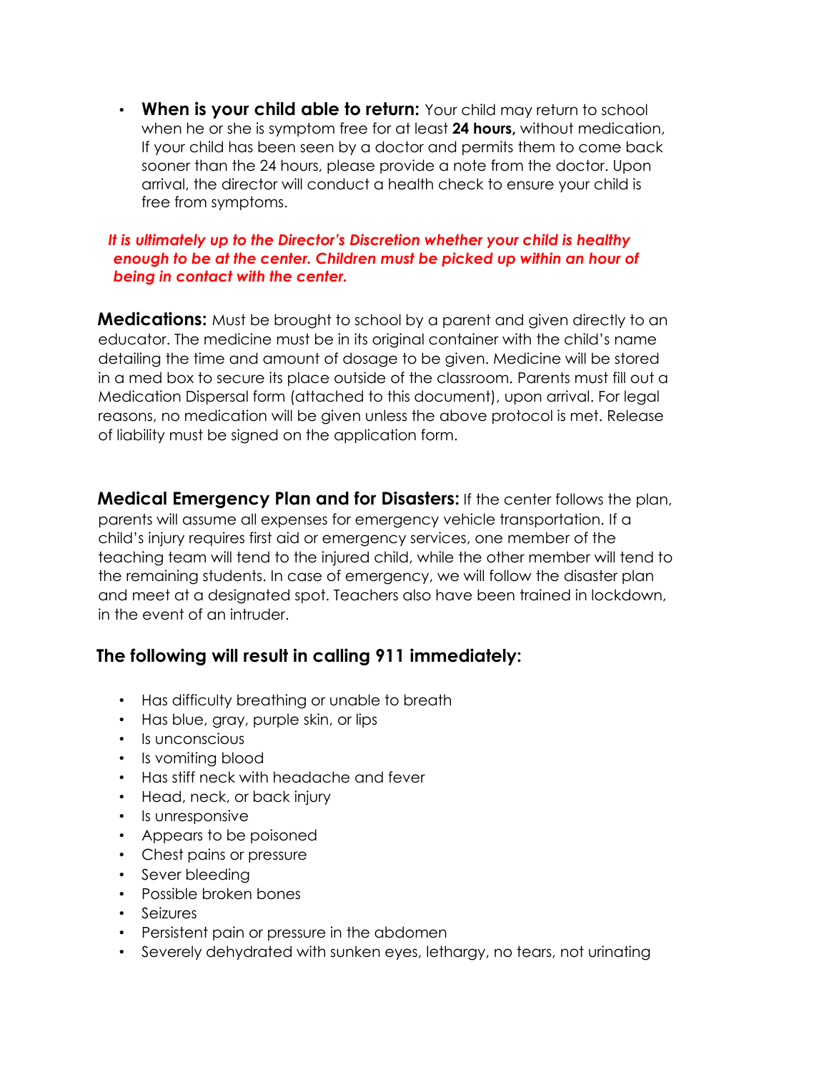- **When is your child able to return:** Your child may return to school when he or she is symptom free for at least **24 hours,** without medication, If your child has been seen by a doctor and permits them to come back sooner than the 24 hours, please provide a note from the doctor. Upon arrival, the director will conduct a health check to ensure your child is free from symptoms.

***It is ultimately up to the Director's Discretion whether your child is healthy enough to be at the center. Children must be picked up within an hour of being in contact with the center.***

**Medications:** Must be brought to school by a parent and given directly to an educator. The medicine must be in its original container with the child's name detailing the time and amount of dosage to be given. Medicine will be stored in a med box to secure its place outside of the classroom. Parents must fill out a Medication Dispersal form (attached to this document), upon arrival. For legal reasons, no medication will be given unless the above protocol is met. Release of liability must be signed on the application form.

**Medical Emergency Plan and for Disasters:** If the center follows the plan, parents will assume all expenses for emergency vehicle transportation. If a child's injury requires first aid or emergency services, one member of the teaching team will tend to the injured child, while the other member will tend to the remaining students. In case of emergency, we will follow the disaster plan and meet at a designated spot. Teachers also have been trained in lockdown, in the event of an intruder.

**The following will result in calling 911 immediately:**

- Has difficulty breathing or unable to breath
- Has blue, gray, purple skin, or lips
- Is unconscious
- Is vomiting blood
- Has stiff neck with headache and fever
- Head, neck, or back injury
- Is unresponsive
- Appears to be poisoned
- Chest pains or pressure
- Sever bleeding
- Possible broken bones
- Seizures
- Persistent pain or pressure in the abdomen
- Severely dehydrated with sunken eyes, lethargy, no tears, not urinating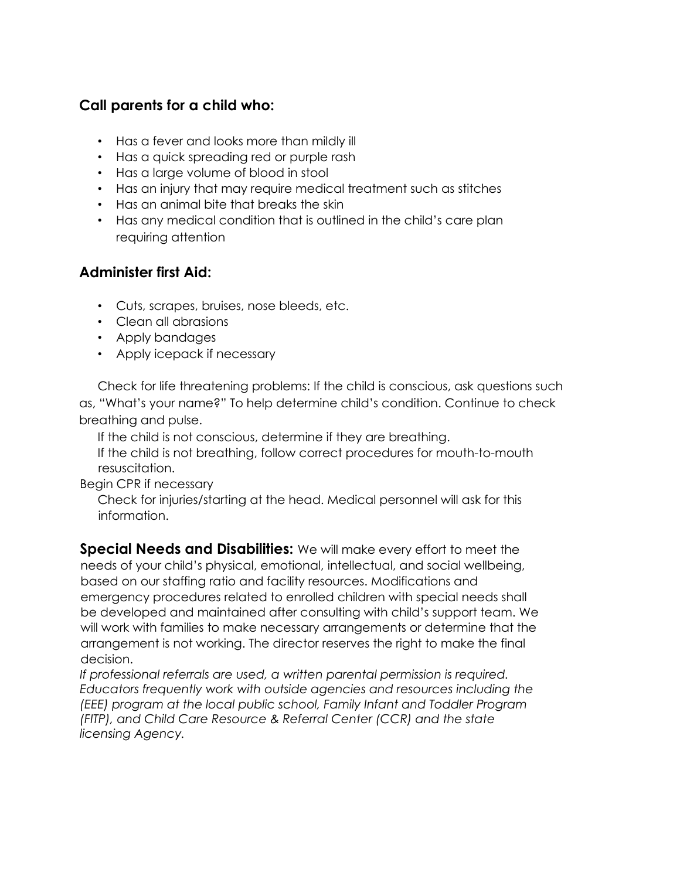### Call parents for a child who:

- Has a fever and looks more than mildly ill
- Has a quick spreading red or purple rash
- Has a large volume of blood in stool
- Has an injury that may require medical treatment such as stitches
- Has an animal bite that breaks the skin
- Has any medical condition that is outlined in the child's care plan requiring attention

### Administer first Aid:

- Cuts, scrapes, bruises, nose bleeds, etc.
- Clean all abrasions
- Apply bandages
- Apply icepack if necessary

Check for life threatening problems: If the child is conscious, ask questions such as, "What's your name?" To help determine child's condition. Continue to check breathing and pulse.

If the child is not conscious, determine if they are breathing.

If the child is not breathing, follow correct procedures for mouth-to-mouth resuscitation.

Begin CPR if necessary

Check for injuries/starting at the head. Medical personnel will ask for this information.

**Special Needs and Disabilities:** We will make every effort to meet the needs of your child's physical, emotional, intellectual, and social wellbeing, based on our staffing ratio and facility resources. Modifications and emergency procedures related to enrolled children with special needs shall be developed and maintained after consulting with child's support team. We will work with families to make necessary arrangements or determine that the arrangement is not working. The director reserves the right to make the final decision.

*If professional referrals are used, a written parental permission is required. Educators frequently work with outside agencies and resources including the (EEE) program at the local public school, Family Infant and Toddler Program (FITP), and Child Care Resource & Referral Center (CCR) and the state licensing Agency.*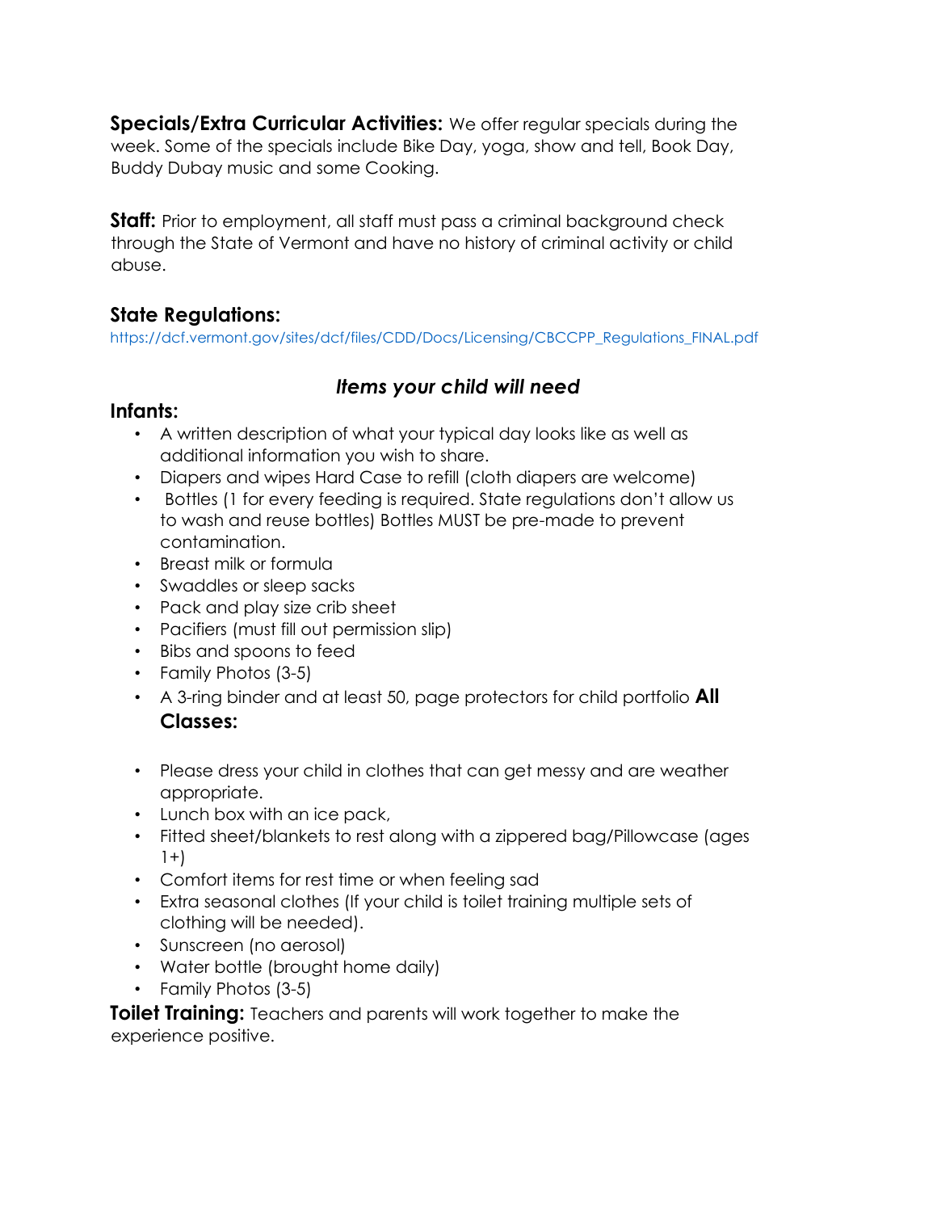**Specials/Extra Curricular Activities:** We offer regular specials during the week. Some of the specials include Bike Day, yoga, show and tell, Book Day, Buddy Dubay music and some Cooking.

**Staff:** Prior to employment, all staff must pass a criminal background check through the State of Vermont and have no history of criminal activity or child abuse.

## State Regulations:

https://dcf.vermont.gov/sites/dcf/files/CDD/Docs/Licensing/CBCCPP_Regulations_FINAL.pdf

## *Items your child will need*

### Infants:

- A written description of what your typical day looks like as well as additional information you wish to share.
- Diapers and wipes Hard Case to refill (cloth diapers are welcome)
- Bottles (1 for every feeding is required. State regulations don't allow us to wash and reuse bottles) Bottles MUST be pre-made to prevent contamination.
- Breast milk or formula
- Swaddles or sleep sacks
- Pack and play size crib sheet
- Pacifiers (must fill out permission slip)
- Bibs and spoons to feed
- Family Photos (3-5)
- A 3-ring binder and at least 50, page protectors for child portfolio

### All Classes:

- Please dress your child in clothes that can get messy and are weather appropriate.
- Lunch box with an ice pack,
- Fitted sheet/blankets to rest along with a zippered bag/Pillowcase (ages 1+)
- Comfort items for rest time or when feeling sad
- Extra seasonal clothes (If your child is toilet training multiple sets of clothing will be needed).
- Sunscreen (no aerosol)
- Water bottle (brought home daily)
- Family Photos (3-5)

**Toilet Training:** Teachers and parents will work together to make the experience positive.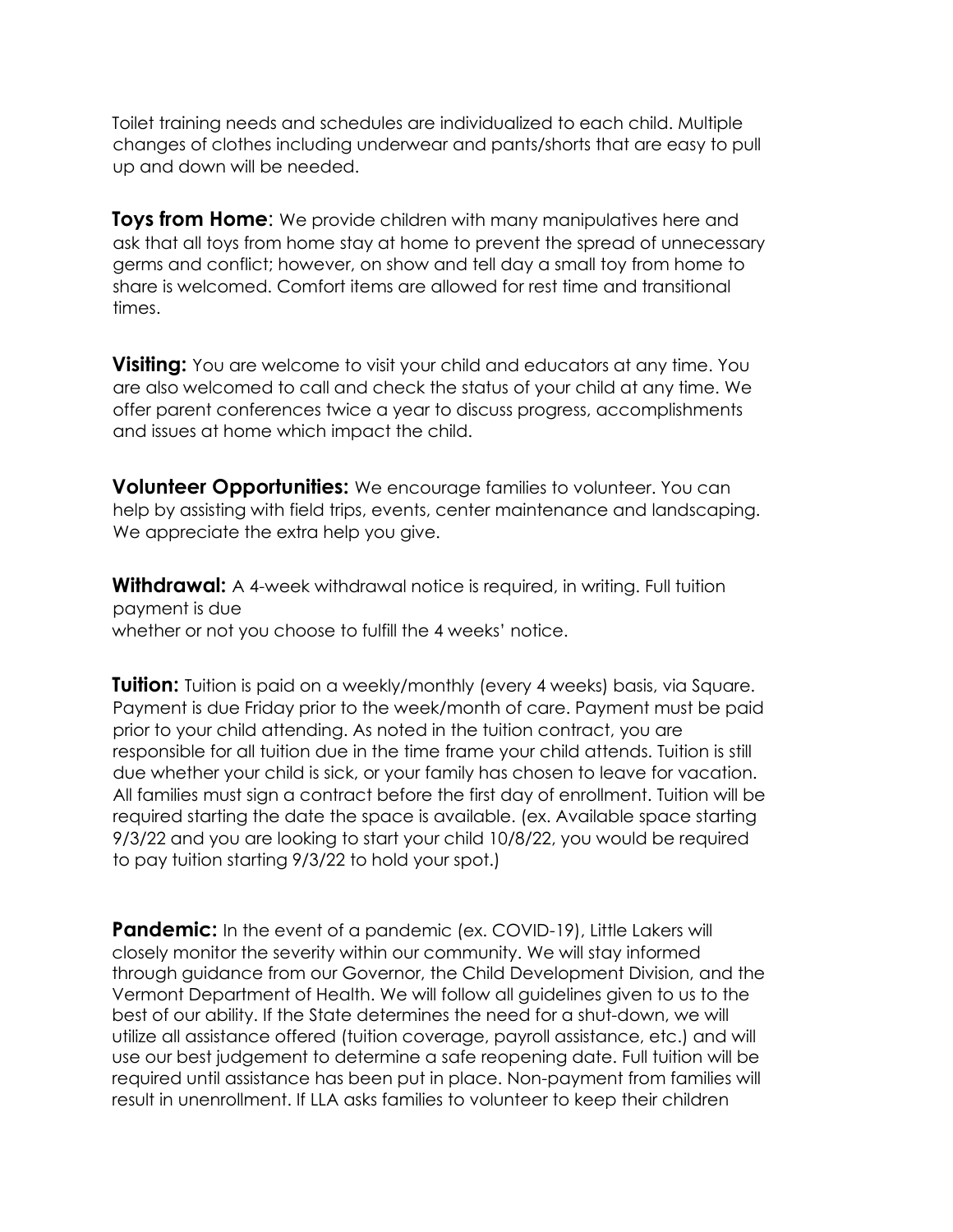Toilet training needs and schedules are individualized to each child. Multiple changes of clothes including underwear and pants/shorts that are easy to pull up and down will be needed.

**Toys from Home**: We provide children with many manipulatives here and ask that all toys from home stay at home to prevent the spread of unnecessary germs and conflict; however, on show and tell day a small toy from home to share is welcomed. Comfort items are allowed for rest time and transitional times.

**Visiting:** You are welcome to visit your child and educators at any time. You are also welcomed to call and check the status of your child at any time. We offer parent conferences twice a year to discuss progress, accomplishments and issues at home which impact the child.

**Volunteer Opportunities:** We encourage families to volunteer. You can help by assisting with field trips, events, center maintenance and landscaping. We appreciate the extra help you give.

**Withdrawal:** A 4-week withdrawal notice is required, in writing. Full tuition payment is due whether or not you choose to fulfill the 4 weeks' notice.

**Tuition:** Tuition is paid on a weekly/monthly (every 4 weeks) basis, via Square. Payment is due Friday prior to the week/month of care. Payment must be paid prior to your child attending. As noted in the tuition contract, you are responsible for all tuition due in the time frame your child attends. Tuition is still due whether your child is sick, or your family has chosen to leave for vacation. All families must sign a contract before the first day of enrollment. Tuition will be required starting the date the space is available. (ex. Available space starting 9/3/22 and you are looking to start your child 10/8/22, you would be required to pay tuition starting 9/3/22 to hold your spot.)

**Pandemic:** In the event of a pandemic (ex. COVID-19), Little Lakers will closely monitor the severity within our community. We will stay informed through guidance from our Governor, the Child Development Division, and the Vermont Department of Health. We will follow all guidelines given to us to the best of our ability. If the State determines the need for a shut-down, we will utilize all assistance offered (tuition coverage, payroll assistance, etc.) and will use our best judgement to determine a safe reopening date. Full tuition will be required until assistance has been put in place. Non-payment from families will result in unenrollment. If LLA asks families to volunteer to keep their children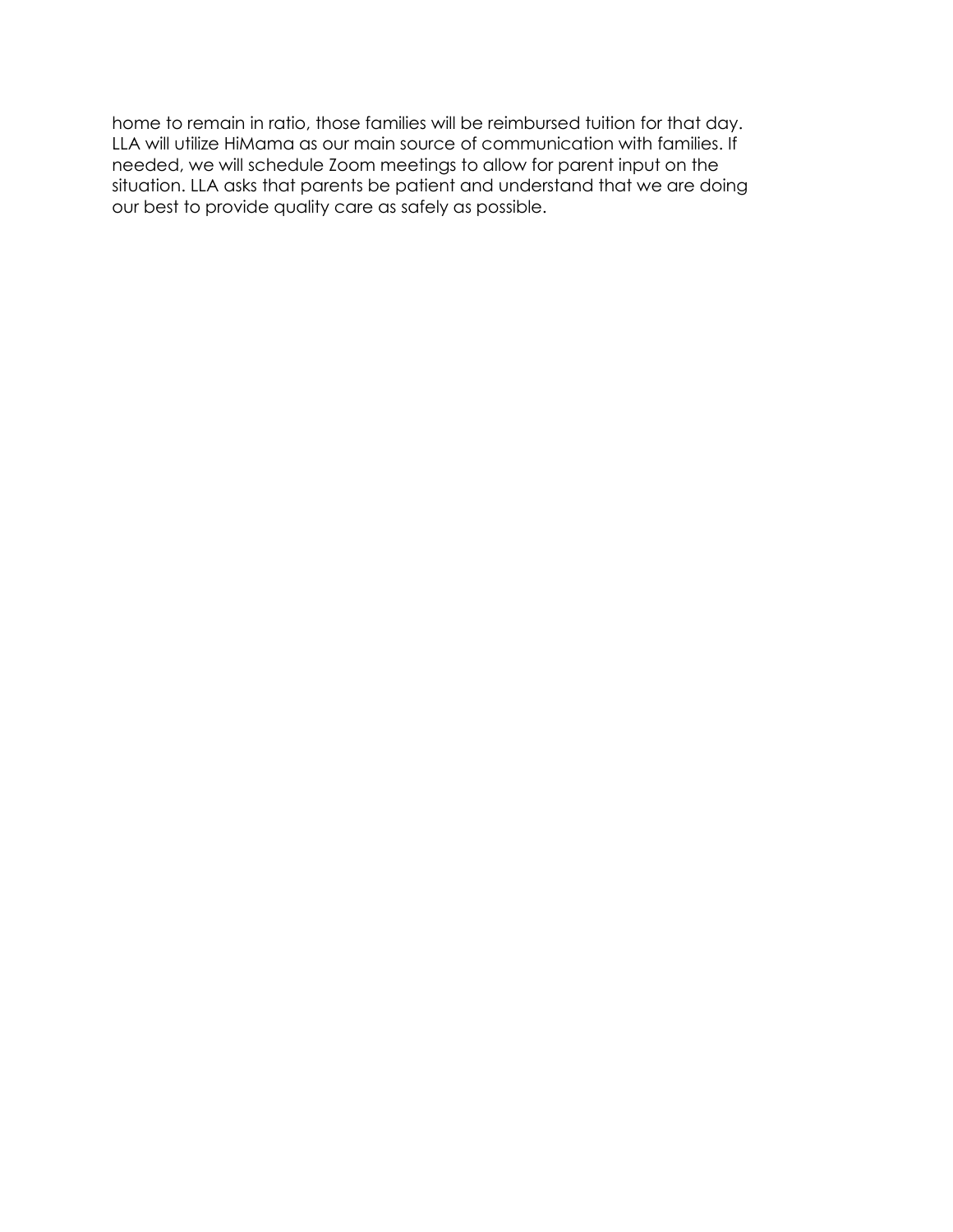home to remain in ratio, those families will be reimbursed tuition for that day. LLA will utilize HiMama as our main source of communication with families. If needed, we will schedule Zoom meetings to allow for parent input on the situation. LLA asks that parents be patient and understand that we are doing our best to provide quality care as safely as possible.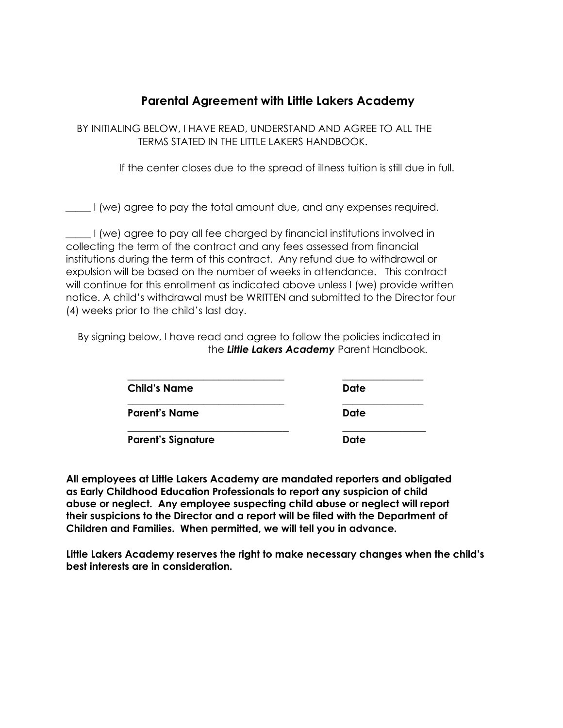## Parental Agreement with Little Lakers Academy

BY INITIALING BELOW, I HAVE READ, UNDERSTAND AND AGREE TO ALL THE TERMS STATED IN THE LITTLE LAKERS HANDBOOK.

If the center closes due to the spread of illness tuition is still due in full.

_____ I (we) agree to pay the total amount due, and any expenses required.

_____ I (we) agree to pay all fee charged by financial institutions involved in collecting the term of the contract and any fees assessed from financial institutions during the term of this contract. Any refund due to withdrawal or expulsion will be based on the number of weeks in attendance. This contract will continue for this enrollment as indicated above unless I (we) provide written notice. A child's withdrawal must be WRITTEN and submitted to the Director four (4) weeks prior to the child's last day.

By signing below, I have read and agree to follow the policies indicated in the ***Little Lakers Academy*** Parent Handbook.

_______________________________ _______________

**Child's Name** **Date**

_______________________________ _______________

**Parent's Name** **Date**

_______________________________ _______________

**Parent's Signature** **Date**

**All employees at Little Lakers Academy are mandated reporters and obligated as Early Childhood Education Professionals to report any suspicion of child abuse or neglect. Any employee suspecting child abuse or neglect will report their suspicions to the Director and a report will be filed with the Department of Children and Families. When permitted, we will tell you in advance.**

**Little Lakers Academy reserves the right to make necessary changes when the child's best interests are in consideration.**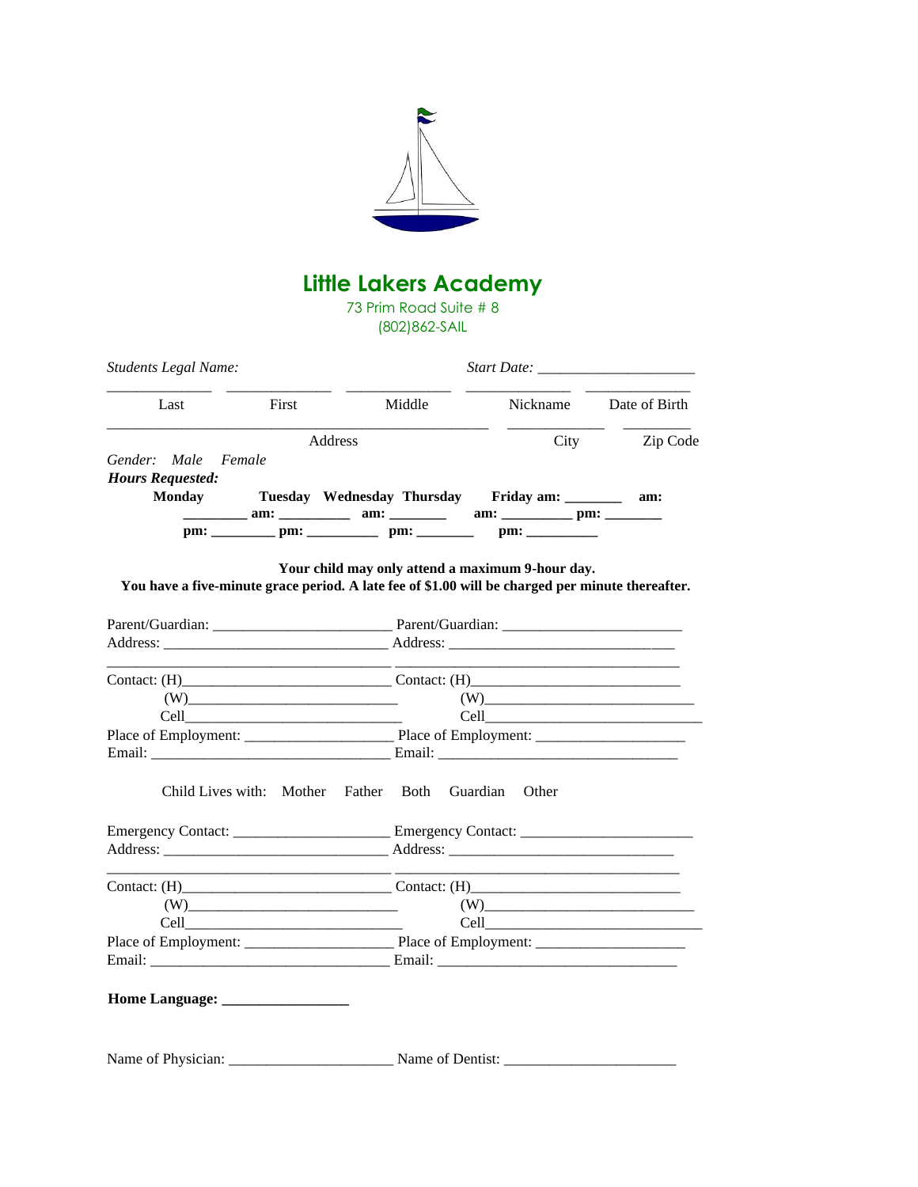# Little Lakers Academy

73 Prim Road Suite # 8
(802)862-SAIL

*Students Legal Name:* *Start Date:* ____________________

______________ ______________ ______________ ______________ ______________
Last First Middle Nickname Date of Birth

__________________________________________________ ____________ _________
Address City Zip Code

*Gender: Male Female*

***Hours Requested:***

| Monday | Tuesday | Wednesday | Thursday | Friday |
|---|---|---|---|---|
| am: ________ | am: _________ | am: ________ | am: _________ | am: ________ |
| pm: ________ | pm: _________ | pm: ________ | pm: _________ | pm: ________ |

**Your child may only attend a maximum 9-hour day.**
**You have a five-minute grace period. A late fee of $1.00 will be charged per minute thereafter.**

Parent/Guardian: _______________________ Parent/Guardian: _______________________
Address: _____________________________ Address: _____________________________
___________________________________ ___________________________________
Contact: (H)___________________________ Contact: (H)___________________________
(W)____________________________ (W)____________________________
Cell_____________________________ Cell_____________________________
Place of Employment: ____________________ Place of Employment: ____________________
Email: _______________________________ Email: _______________________________

Child Lives with: Mother Father Both Guardian Other

Emergency Contact: ____________________ Emergency Contact: ______________________
Address: _____________________________ Address: _____________________________
___________________________________ ___________________________________
Contact: (H)___________________________ Contact: (H)___________________________
(W)____________________________ (W)____________________________
Cell_____________________________ Cell_____________________________
Place of Employment: ____________________ Place of Employment: ____________________
Email: _______________________________ Email: _______________________________

**Home Language: ________________**

Name of Physician: _____________________ Name of Dentist: ______________________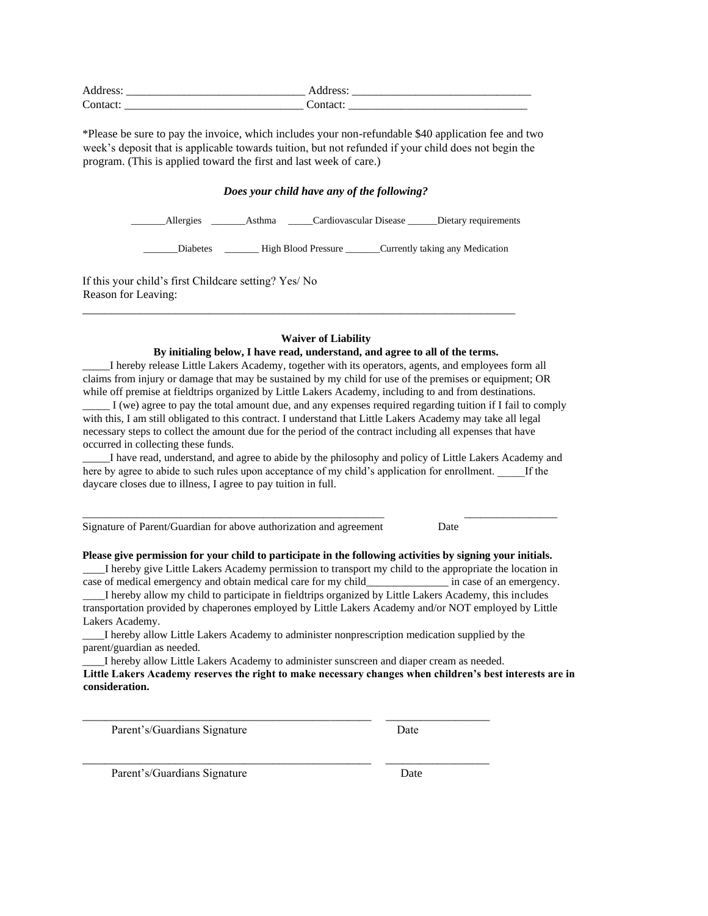Address: ______________________________ Address: ______________________________
Contact: ______________________________ Contact: ______________________________

*Please be sure to pay the invoice, which includes your non-refundable $40 application fee and two week's deposit that is applicable towards tuition, but not refunded if your child does not begin the program. (This is applied toward the first and last week of care.)

***Does your child have any of the following?***

_______Allergies _______Asthma _____Cardiovascular Disease ______Dietary requirements

_______Diabetes _______ High Blood Pressure _______Currently taking any Medication

If this your child's first Childcare setting? Yes/ No
Reason for Leaving:

______________________________________________________________________________

**Waiver of Liability**

**By initialing below, I have read, understand, and agree to all of the terms.**

_____I hereby release Little Lakers Academy, together with its operators, agents, and employees form all claims from injury or damage that may be sustained by my child for use of the premises or equipment; OR while off premise at fieldtrips organized by Little Lakers Academy, including to and from destinations.

_____ I (we) agree to pay the total amount due, and any expenses required regarding tuition if I fail to comply with this, I am still obligated to this contract. I understand that Little Lakers Academy may take all legal necessary steps to collect the amount due for the period of the contract including all expenses that have occurred in collecting these funds.

_____I have read, understand, and agree to abide by the philosophy and policy of Little Lakers Academy and here by agree to abide to such rules upon acceptance of my child's application for enrollment. _____If the daycare closes due to illness, I agree to pay tuition in full.

_______________________________________________________ _________________
Signature of Parent/Guardian for above authorization and agreement Date

**Please give permission for your child to participate in the following activities by signing your initials.**

____I hereby give Little Lakers Academy permission to transport my child to the appropriate the location in case of medical emergency and obtain medical care for my child_______________ in case of an emergency.

____I hereby allow my child to participate in fieldtrips organized by Little Lakers Academy, this includes transportation provided by chaperones employed by Little Lakers Academy and/or NOT employed by Little Lakers Academy.

____I hereby allow Little Lakers Academy to administer nonprescription medication supplied by the parent/guardian as needed.

____I hereby allow Little Lakers Academy to administer sunscreen and diaper cream as needed.

**Little Lakers Academy reserves the right to make necessary changes when children's best interests are in consideration.**

____________________________________________________ __________________
Parent's/Guardians Signature Date

____________________________________________________ __________________
Parent's/Guardians Signature Date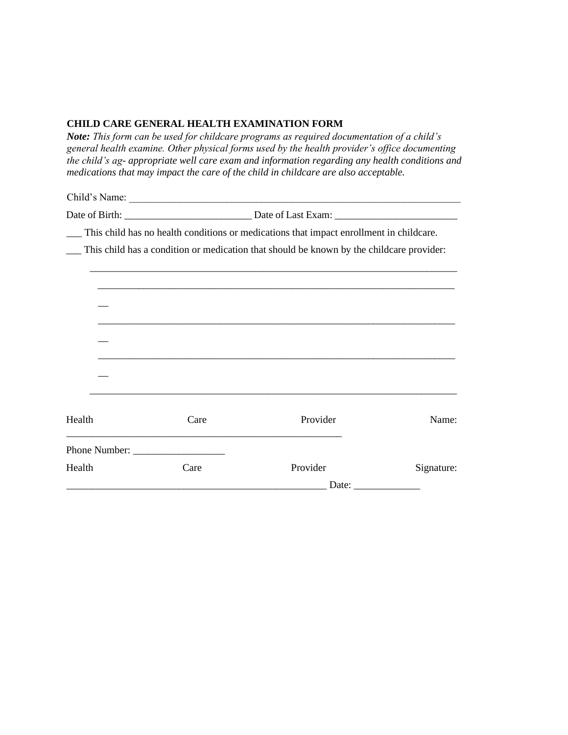**CHILD CARE GENERAL HEALTH EXAMINATION FORM**

***Note:*** *This form can be used for childcare programs as required documentation of a child's general health examine. Other physical forms used by the health provider's office documenting the child's ag- appropriate well care exam and information regarding any health conditions and medications that may impact the care of the child in childcare are also acceptable.*

Child's Name: ____________________________________________________________________

Date of Birth: _________________________ Date of Last Exam: ________________________

___ This child has no health conditions or medications that impact enrollment in childcare.

___ This child has a condition or medication that should be known by the childcare provider:

____________________________________________________________________________

____________________________________________________________________________

____________________________________________________________________________

____________________________________________________________________________

____________________________________________________________________________

Health Care Provider Name: ________________________________________________________

Phone Number: __________________

Health Care Provider Signature: _____________________________________________________ Date: _____________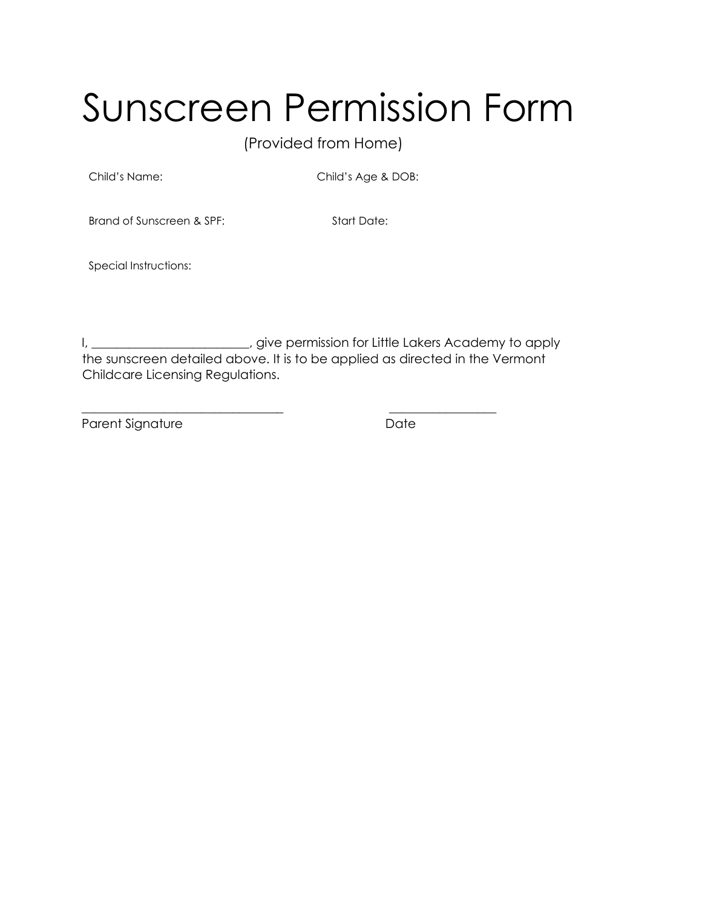# Sunscreen Permission Form

(Provided from Home)

Child's Name: Child's Age & DOB:

Brand of Sunscreen & SPF: Start Date:

Special Instructions:

I, _________________________, give permission for Little Lakers Academy to apply the sunscreen detailed above. It is to be applied as directed in the Vermont Childcare Licensing Regulations.

_________________________________ _________________

Parent Signature Date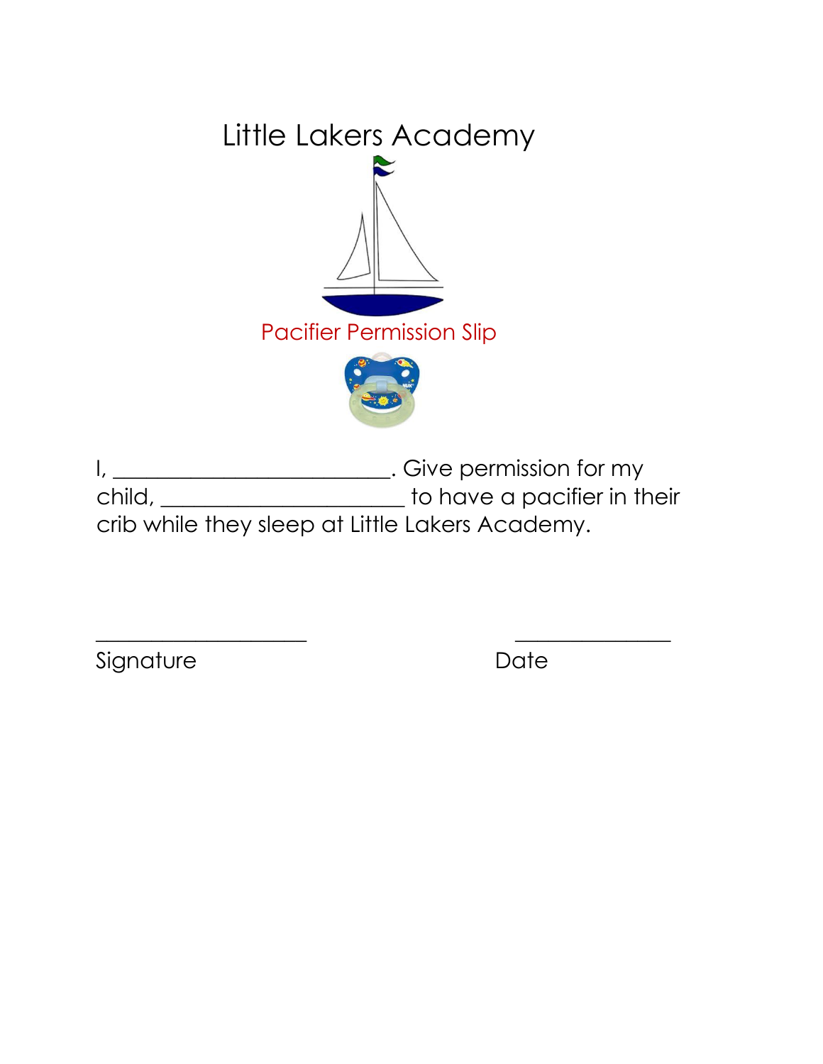# Little Lakers Academy

## Pacifier Permission Slip

I, _________________________. Give permission for my child, ______________________ to have a pacifier in their crib while they sleep at Little Lakers Academy.

___________________ ______________

Signature Date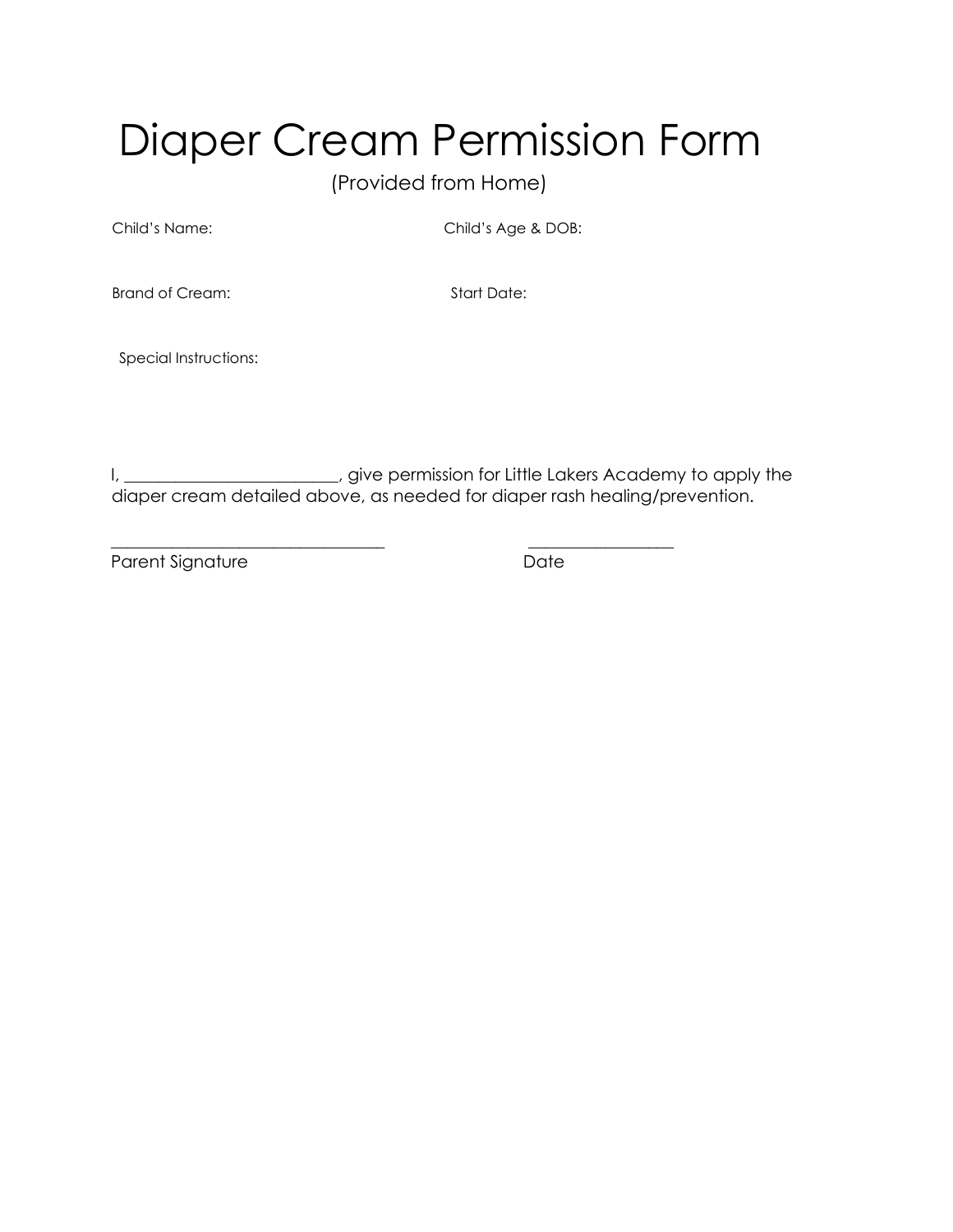# Diaper Cream Permission Form

(Provided from Home)

Child's Name: Child's Age & DOB:

Brand of Cream: Start Date:

Special Instructions:

I, ________________________, give permission for Little Lakers Academy to apply the diaper cream detailed above, as needed for diaper rash healing/prevention.

________________________________ _________________

Parent Signature Date